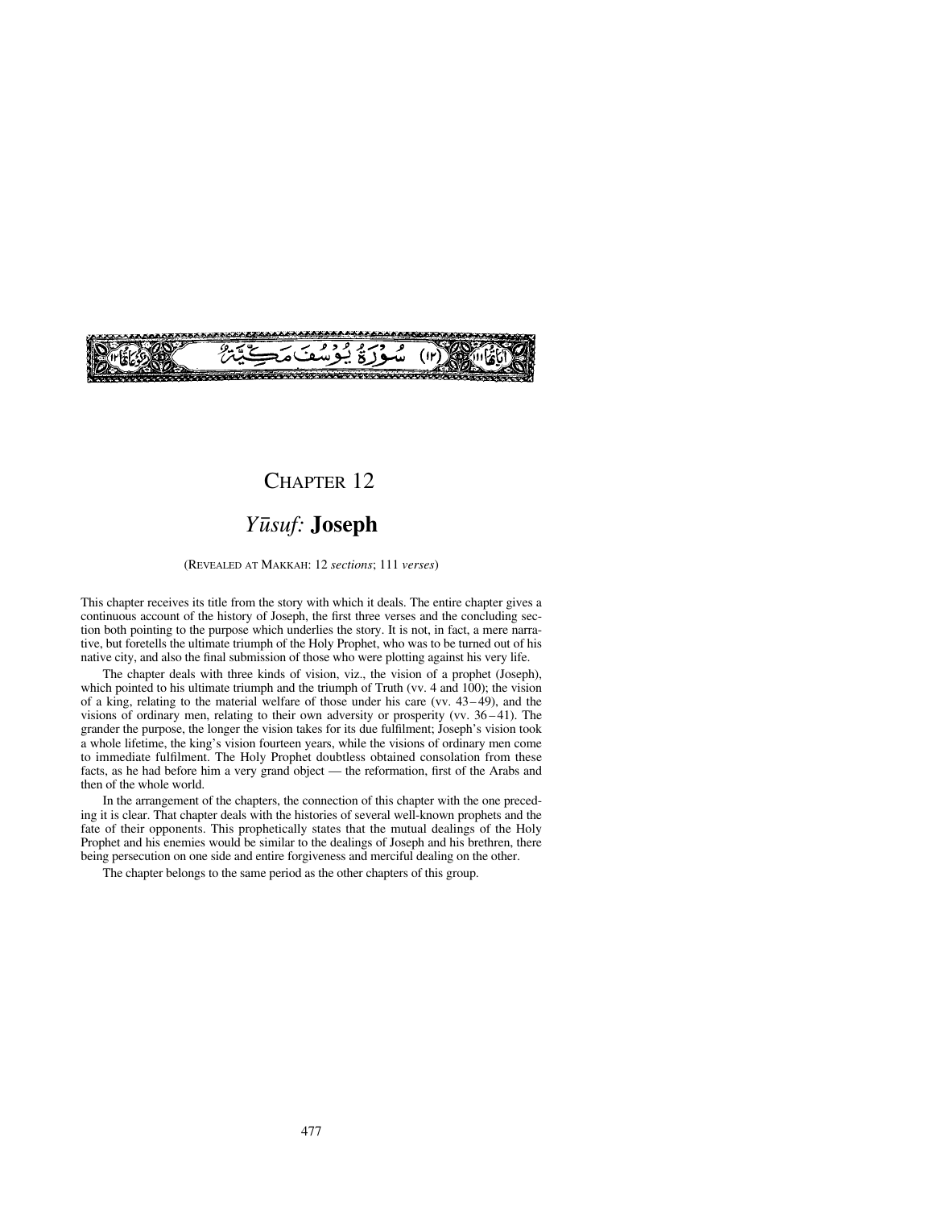(١٢) سُوْرَةُ يُوْسُفَ مَكِّيَّةٌ

# CHAPTER 12

## *Yūsuf:* **Joseph**

(REVEALED AT MAKKAH: 12 *sections*; 111 *verses*)

This chapter receives its title from the story with which it deals. The entire chapter gives a continuous account of the history of Joseph, the first three verses and the concluding section both pointing to the purpose which underlies the story. It is not, in fact, a mere narrative, but foretells the ultimate triumph of the Holy Prophet, who was to be turned out of his native city, and also the final submission of those who were plotting against his very life.

The chapter deals with three kinds of vision, viz., the vision of a prophet (Joseph), which pointed to his ultimate triumph and the triumph of Truth (vv. 4 and 100); the vision of a king, relating to the material welfare of those under his care (vv. 43 – 49), and the visions of ordinary men, relating to their own adversity or prosperity (vv. 36 – 41). The grander the purpose, the longer the vision takes for its due fulfilment; Joseph's vision took a whole lifetime, the king's vision fourteen years, while the visions of ordinary men come to immediate fulfilment. The Holy Prophet doubtless obtained consolation from these facts, as he had before him a very grand object — the reformation, first of the Arabs and then of the whole world.

In the arrangement of the chapters, the connection of this chapter with the one preceding it is clear. That chapter deals with the histories of several well-known prophets and the fate of their opponents. This prophetically states that the mutual dealings of the Holy Prophet and his enemies would be similar to the dealings of Joseph and his brethren, there being persecution on one side and entire forgiveness and merciful dealing on the other.

The chapter belongs to the same period as the other chapters of this group.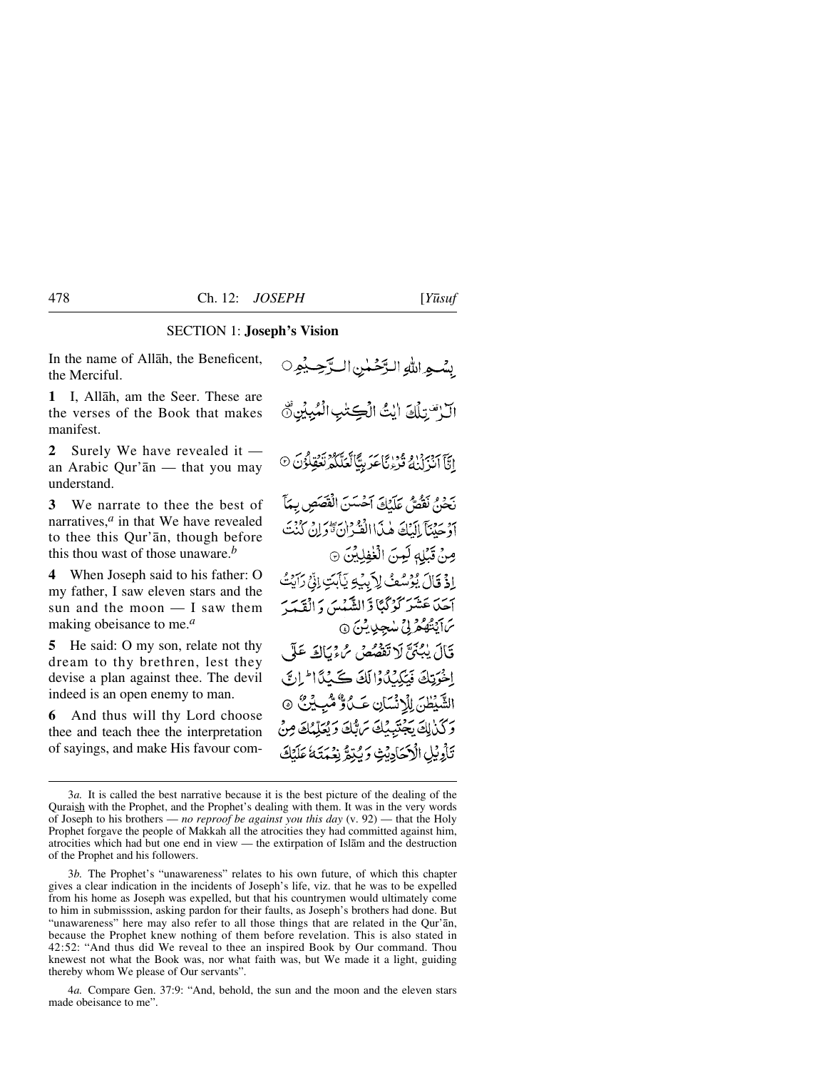## SECTION 1: **Joseph's Vision**

In the name of Allāh, the Beneficent, the Merciful.

بِسْمِ اللّٰهِ الرَّحْمٰنِ الرَّحِيْمِ ○

**1** I, Allāh, am the Seer. These are the verses of the Book that makes manifest.

الٓرٰ تِلْكَ اٰيٰتُ الْكِتٰبِ الْمُبِيْنِ ۟

**2** Surely We have revealed it — an Arabic Qur'ān — that you may understand.

اِنَّاۤ اَنْزَلْنٰهُ قُرْءٰنًا عَرَبِيًّا لَّعَلَّكُمْ تَعْقِلُوْنَ ۝

**3** We narrate to thee the best of narratives,[a] in that We have revealed to thee this Qur'ān, though before this thou wast of those unaware.[b]

نَحْنُ نَقُصُّ عَلَيْكَ اَحْسَنَ الْقَصَصِ بِمَاۤ اَوْحَيْنَاۤ اِلَيْكَ هٰذَا الْقُرْاٰنَ ۖۗ وَاِنْ كُنْتَ مِنْ قَبْلِهٖ لَمِنَ الْغٰفِلِيْنَ ۝

**4** When Joseph said to his father: O my father, I saw eleven stars and the sun and the moon — I saw them making obeisance to me.[a]

اِذْ قَالَ يُوْسُفُ لِاَبِيْهِ يٰۤاَبَتِ اِنِّيْ رَاَيْتُ اَحَدَ عَشَرَ كَوْكَبًا وَّالشَّمْسَ وَالْقَمَرَ رَاَيْتُهُمْ لِيْ سٰجِدِيْنَ ۝

**5** He said: O my son, relate not thy dream to thy brethren, lest they devise a plan against thee. The devil indeed is an open enemy to man.

قَالَ يٰبُنَيَّ لَا تَقْصُصْ رُءْيَاكَ عَلٰۤى اِخْوَتِكَ فَيَكِيْدُوْا لَكَ كَيْدًا ؕ اِنَّ الشَّيْطٰنَ لِلْاِنْسَانِ عَدُوٌّ مُّبِيْنٌ ۝

**6** And thus will thy Lord choose thee and teach thee the interpretation of sayings, and make His favour com-

وَكَذٰلِكَ يَجْتَبِيْكَ رَبُّكَ وَيُعَلِّمُكَ مِنْ تَاْوِيْلِ الْاَحَادِيْثِ وَيُتِمُّ نِعْمَتَهٗ عَلَيْكَ

---

3*a.* It is called the best narrative because it is the best picture of the dealing of the Quraish with the Prophet, and the Prophet's dealing with them. It was in the very words of Joseph to his brothers — *no reproof be against you this day* (v. 92) — that the Holy Prophet forgave the people of Makkah all the atrocities they had committed against him, atrocities which had but one end in view — the extirpation of Islām and the destruction of the Prophet and his followers.

3*b.* The Prophet's "unawareness" relates to his own future, of which this chapter gives a clear indication in the incidents of Joseph's life, viz. that he was to be expelled from his home as Joseph was expelled, but that his countrymen would ultimately come to him in submisssion, asking pardon for their faults, as Joseph's brothers had done. But "unawareness" here may also refer to all those things that are related in the Qur'ān, because the Prophet knew nothing of them before revelation. This is also stated in 42:52: "And thus did We reveal to thee an inspired Book by Our command. Thou knewest not what the Book was, nor what faith was, but We made it a light, guiding thereby whom We please of Our servants".

4*a.* Compare Gen. 37:9: "And, behold, the sun and the moon and the eleven stars made obeisance to me".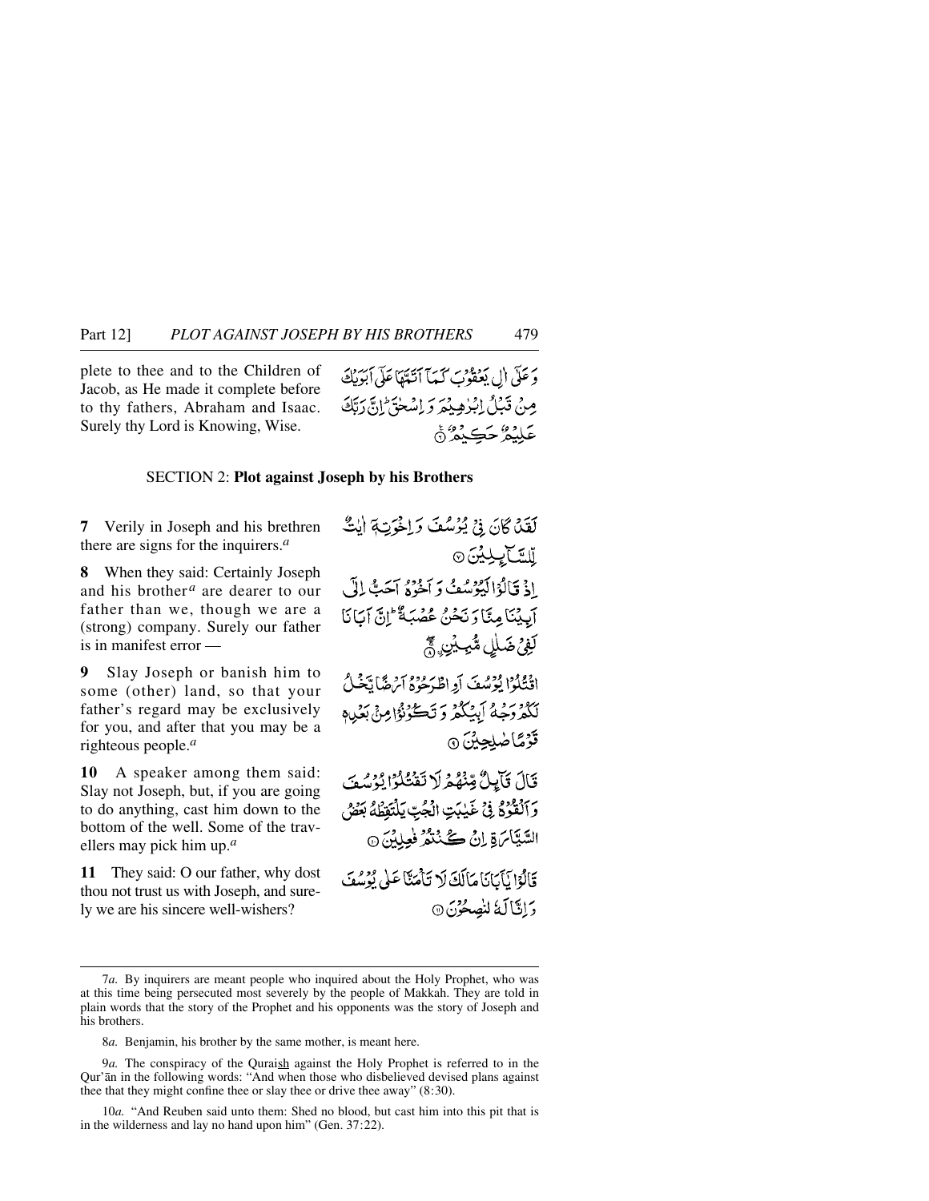plete to thee and to the Children of Jacob, as He made it complete before to thy fathers, Abraham and Isaac. Surely thy Lord is Knowing, Wise.

وَعَلٰٓى اٰلِ يَعۡقُوۡبَ كَمَآ اَتَمَّهَا عَلٰٓى اَبَوَيۡكَ مِنۡ قَبۡلُ اِبۡرٰهِيۡمَ وَاِسۡحٰقَ ؕ اِنَّ رَبَّكَ عَلِيۡمٌ حَكِيۡمٌ ۟

SECTION 2: **Plot against Joseph by his Brothers**

**7** Verily in Joseph and his brethren there are signs for the inquirers.[a]

لَقَدۡ كَانَ فِىۡ يُوۡسُفَ وَاِخۡوَتِهٖۤ اٰيٰتٌ لِّلسَّآئِلِيۡنَ ۟

**8** When they said: Certainly Joseph and his brother[a] are dearer to our father than we, though we are a (strong) company. Surely our father is in manifest error —

اِذۡ قَالُوۡا لَيُوۡسُفُ وَاَخُوۡهُ اَحَبُّ اِلٰٓى اَبِيۡنَا مِنَّا وَنَحۡنُ عُصۡبَةٌ ؕ اِنَّ اَبَانَا لَفِىۡ ضَلٰلٍ مُّبِيۡنِ ۟ۚۖ

**9** Slay Joseph or banish him to some (other) land, so that your father's regard may be exclusively for you, and after that you may be a righteous people.[a]

اۨقۡتُلُوۡا يُوۡسُفَ اَوِ اطۡرَحُوۡهُ اَرۡضًا يَّخۡلُ لَـكُمۡ وَجۡهُ اَبِيۡكُمۡ وَتَكُوۡنُوۡا مِنۡۢ بَعۡدِهٖ قَوۡمًا صٰلِحِيۡنَ ۟

**10** A speaker among them said: Slay not Joseph, but, if you are going to do anything, cast him down to the bottom of the well. Some of the travellers may pick him up.[a]

قَالَ قَآئِلٌ مِّنۡهُمۡ لَا تَقۡتُلُوۡا يُوۡسُفَ وَاَلۡقُوۡهُ فِىۡ غَيٰبَتِ الۡجُبِّ يَلۡتَقِطۡهُ بَعۡضُ السَّيَّارَةِ اِنۡ كُنۡتُمۡ فٰعِلِيۡنَ ۟

**11** They said: O our father, why dost thou not trust us with Joseph, and surely we are his sincere well-wishers?

قَالُوۡا يٰۤاَبَانَا مَا لَكَ لَا تَاۡمَنَّا عَلٰى يُوۡسُفَ وَاِنَّا لَهٗ لَنٰصِحُوۡنَ ۟

---

7*a.* By inquirers are meant people who inquired about the Holy Prophet, who was at this time being persecuted most severely by the people of Makkah. They are told in plain words that the story of the Prophet and his opponents was the story of Joseph and his brothers.

8*a.* Benjamin, his brother by the same mother, is meant here.

9*a.* The conspiracy of the Quraish against the Holy Prophet is referred to in the Qur'ān in the following words: "And when those who disbelieved devised plans against thee that they might confine thee or slay thee or drive thee away" (8:30).

10*a.* "And Reuben said unto them: Shed no blood, but cast him into this pit that is in the wilderness and lay no hand upon him" (Gen. 37:22).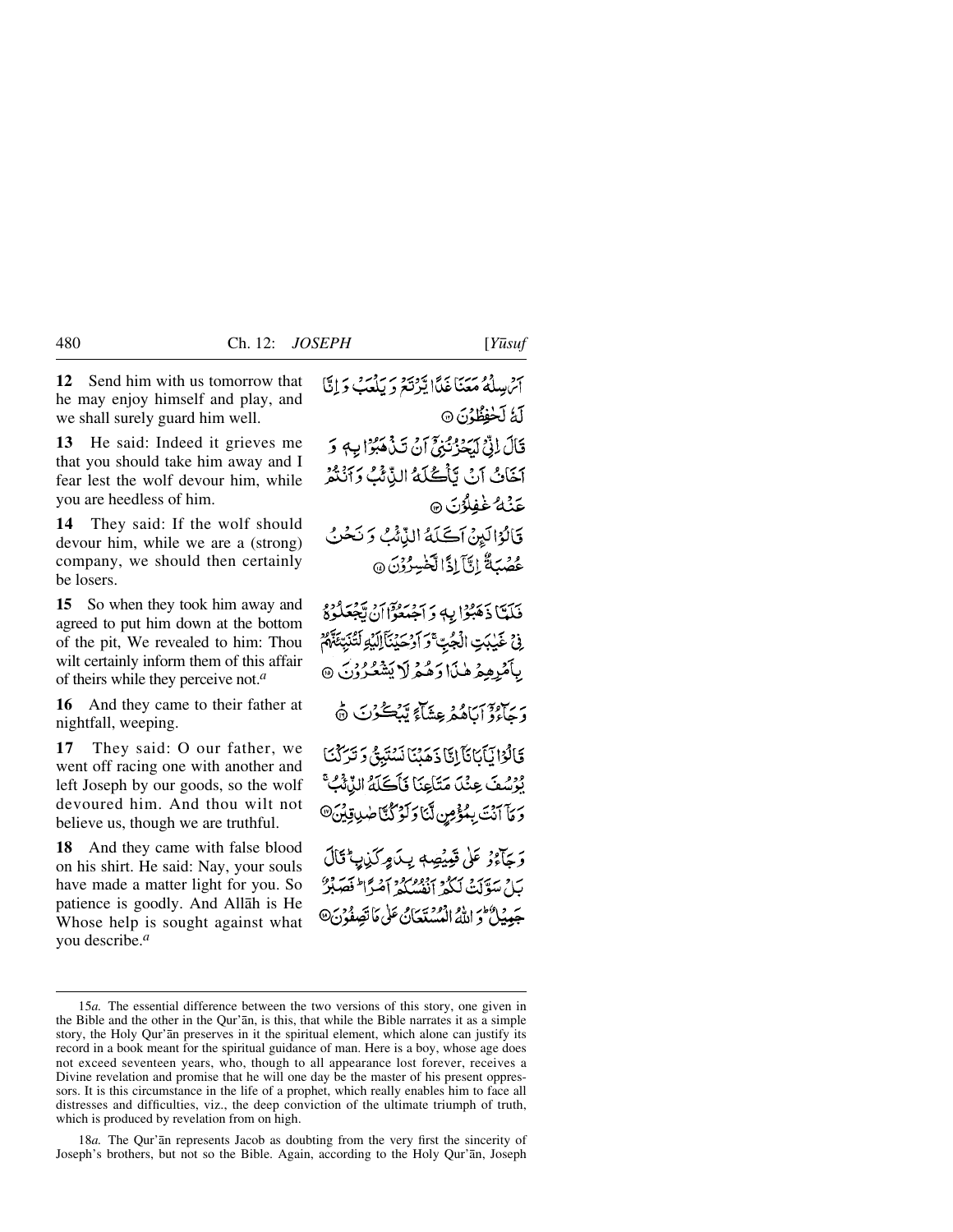**12** Send him with us tomorrow that he may enjoy himself and play, and we shall surely guard him well.

أَرْسِلْهُ مَعَنَا غَدًا يَرْتَعْ وَيَلْعَبْ وَإِنَّا لَهُ لَحَافِظُونَ ﴿١٢﴾

**13** He said: Indeed it grieves me that you should take him away and I fear lest the wolf devour him, while you are heedless of him.

قَالَ إِنِّي لَيَحْزُنُنِي أَنْ تَذْهَبُوا بِهِ وَأَخَافُ أَنْ يَأْكُلَهُ الذِّئْبُ وَأَنْتُمْ عَنْهُ غَافِلُونَ ﴿١٣﴾

**14** They said: If the wolf should devour him, while we are a (strong) company, we should then certainly be losers.

قَالُوا لَئِنْ أَكَلَهُ الذِّئْبُ وَنَحْنُ عُصْبَةٌ إِنَّا إِذًا لَخَاسِرُونَ ﴿١٤﴾

**15** So when they took him away and agreed to put him down at the bottom of the pit, We revealed to him: Thou wilt certainly inform them of this affair of theirs while they perceive not.[a]

فَلَمَّا ذَهَبُوا بِهِ وَأَجْمَعُوا أَنْ يَجْعَلُوهُ فِي غَيَابَتِ الْجُبِّ ۚ وَأَوْحَيْنَا إِلَيْهِ لَتُنَبِّئَنَّهُمْ بِأَمْرِهِمْ هَٰذَا وَهُمْ لَا يَشْعُرُونَ ﴿١٥﴾

**16** And they came to their father at nightfall, weeping.

وَجَاءُوا أَبَاهُمْ عِشَاءً يَبْكُونَ ﴿١٦﴾

**17** They said: O our father, we went off racing one with another and left Joseph by our goods, so the wolf devoured him. And thou wilt not believe us, though we are truthful.

قَالُوا يَا أَبَانَا إِنَّا ذَهَبْنَا نَسْتَبِقُ وَتَرَكْنَا يُوسُفَ عِنْدَ مَتَاعِنَا فَأَكَلَهُ الذِّئْبُ ۖ وَمَا أَنْتَ بِمُؤْمِنٍ لَنَا وَلَوْ كُنَّا صَادِقِينَ ﴿١٧﴾

**18** And they came with false blood on his shirt. He said: Nay, your souls have made a matter light for you. So patience is goodly. And Allāh is He Whose help is sought against what you describe.[a]

وَجَاءُوا عَلَىٰ قَمِيصِهِ بِدَمٍ كَذِبٍ ۚ قَالَ بَلْ سَوَّلَتْ لَكُمْ أَنْفُسُكُمْ أَمْرًا ۖ فَصَبْرٌ جَمِيلٌ ۖ وَاللَّهُ الْمُسْتَعَانُ عَلَىٰ مَا تَصِفُونَ ﴿١٨﴾

---

15*a*. The essential difference between the two versions of this story, one given in the Bible and the other in the Qur'ān, is this, that while the Bible narrates it as a simple story, the Holy Qur'ān preserves in it the spiritual element, which alone can justify its record in a book meant for the spiritual guidance of man. Here is a boy, whose age does not exceed seventeen years, who, though to all appearance lost forever, receives a Divine revelation and promise that he will one day be the master of his present oppressors. It is this circumstance in the life of a prophet, which really enables him to face all distresses and difficulties, viz., the deep conviction of the ultimate triumph of truth, which is produced by revelation from on high.

18*a*. The Qur'ān represents Jacob as doubting from the very first the sincerity of Joseph's brothers, but not so the Bible. Again, according to the Holy Qur'ān, Joseph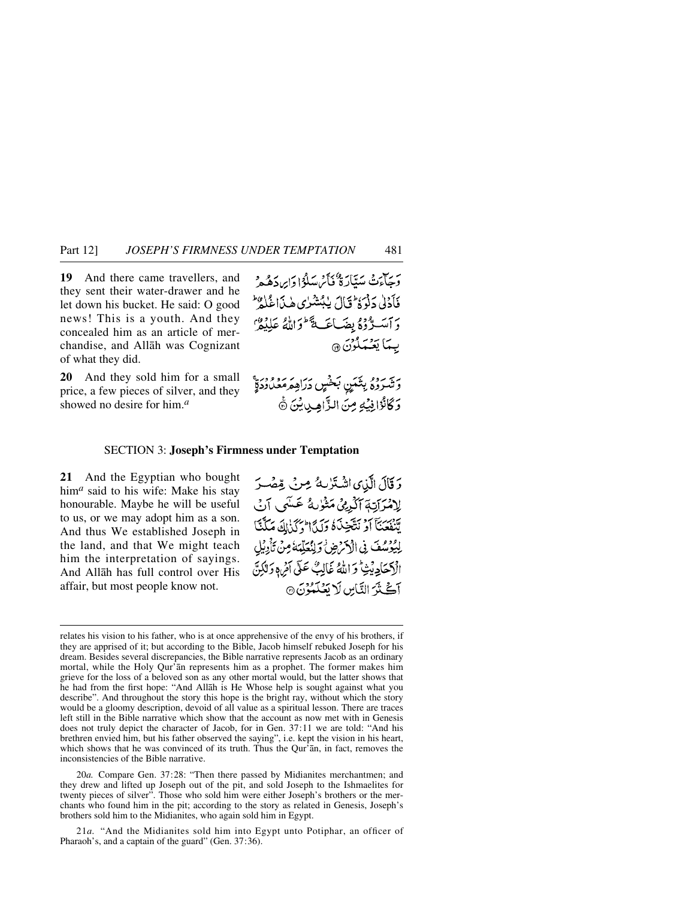**19** And there came travellers, and they sent their water-drawer and he let down his bucket. He said: O good news! This is a youth. And they concealed him as an article of merchandise, and Allāh was Cognizant of what they did.

وَجَآءَتْ سَيَّارَةٌ فَأَرْسَلُوْا وَارِدَهُمْ فَأَدْلٰى دَلْوَهٗ ۚ قَالَ يٰبُشْرٰى هٰذَا غُلٰمٌ ۚ وَأَسَرُّوْهُ بِضَاعَةً ۚ وَاللّٰهُ عَلِيْمٌۢ بِمَا يَعْمَلُوْنَ ﴿۱۹﴾

**20** And they sold him for a small price, a few pieces of silver, and they showed no desire for him.[a]

وَشَرَوْهُ بِثَمَنٍۢ بَخْسٍ دَرَاهِمَ مَعْدُوْدَةٍ ۚ وَكَانُوْا فِيْهِ مِنَ الزّٰهِدِيْنَ ﴿۲۰﴾

## SECTION 3: **Joseph's Firmness under Temptation**

**21** And the Egyptian who bought him[a] said to his wife: Make his stay honourable. Maybe he will be useful to us, or we may adopt him as a son. And thus We established Joseph in the land, and that We might teach him the interpretation of sayings. And Allāh has full control over His affair, but most people know not.

وَقَالَ الَّذِى اشْتَرٰىهُ مِنْ مِّصْرَ لِامْرَاَتِهٖٓ اَكْرِمِىْ مَثْوٰىهُ عَسٰٓى اَنْ يَّنْفَعَنَآ اَوْ نَتَّخِذَهٗ وَلَدًا ۚ وَكَذٰلِكَ مَكَّنَّا لِيُوْسُفَ فِى الْاَرْضِ ۡ وَلِنُعَلِّمَهٗ مِنْ تَاْوِيْلِ الْاَحَادِيْثِ ۚ وَاللّٰهُ غَالِبٌ عَلٰٓى اَمْرِهٖ وَلٰكِنَّ اَكْثَرَ النَّاسِ لَا يَعْلَمُوْنَ ﴿۲۱﴾

---

relates his vision to his father, who is at once apprehensive of the envy of his brothers, if they are apprised of it; but according to the Bible, Jacob himself rebuked Joseph for his dream. Besides several discrepancies, the Bible narrative represents Jacob as an ordinary mortal, while the Holy Qur'ān represents him as a prophet. The former makes him grieve for the loss of a beloved son as any other mortal would, but the latter shows that he had from the first hope: "And Allāh is He Whose help is sought against what you describe". And throughout the story this hope is the bright ray, without which the story would be a gloomy description, devoid of all value as a spiritual lesson. There are traces left still in the Bible narrative which show that the account as now met with in Genesis does not truly depict the character of Jacob, for in Gen. 37:11 we are told: "And his brethren envied him, but his father observed the saying", i.e. kept the vision in his heart, which shows that he was convinced of its truth. Thus the Qur'ān, in fact, removes the inconsistencies of the Bible narrative.

20*a.* Compare Gen. 37:28: "Then there passed by Midianites merchantmen; and they drew and lifted up Joseph out of the pit, and sold Joseph to the Ishmaelites for twenty pieces of silver". Those who sold him were either Joseph's brothers or the merchants who found him in the pit; according to the story as related in Genesis, Joseph's brothers sold him to the Midianites, who again sold him in Egypt.

21*a.* "And the Midianites sold him into Egypt unto Potiphar, an officer of Pharaoh's, and a captain of the guard" (Gen. 37:36).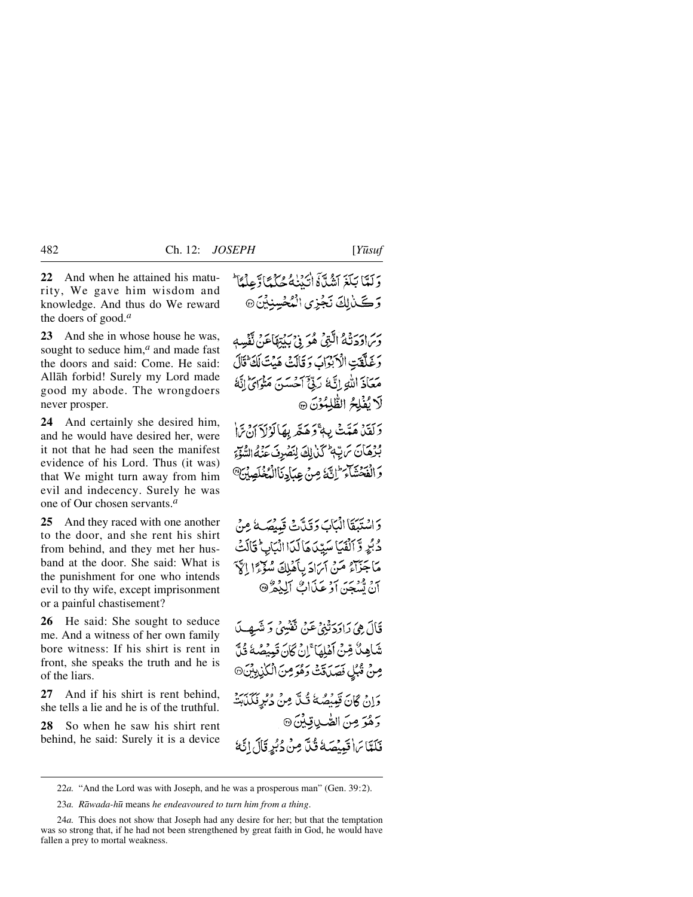**22** And when he attained his maturity, We gave him wisdom and knowledge. And thus do We reward the doers of good.[a]

وَلَمَّا بَلَغَ اَشُدَّهٗۤ اٰتَيۡنٰهُ حُكۡمًا وَّعِلۡمًا ؕ وَكَذٰلِكَ نَجۡزِى الۡمُحۡسِنِيۡنَ ﴿۲۲﴾

**23** And she in whose house he was, sought to seduce him,[a] and made fast the doors and said: Come. He said: Allāh forbid! Surely my Lord made good my abode. The wrongdoers never prosper.

وَرَاوَدَتۡهُ الَّتِىۡ هُوَ فِىۡ بَيۡتِهَا عَنۡ نَّفۡسِهٖ وَغَلَّقَتِ الۡاَبۡوَابَ وَقَالَتۡ هَيۡتَ لَكَ ؕ قَالَ مَعَاذَ اللّٰهِ اِنَّهٗ رَبِّىۡۤ اَحۡسَنَ مَثۡوَاىَ ؕ اِنَّهٗ لَا يُفۡلِحُ الظّٰلِمُوۡنَ ﴿۲۳﴾

**24** And certainly she desired him, and he would have desired her, were it not that he had seen the manifest evidence of his Lord. Thus (it was) that We might turn away from him evil and indecency. Surely he was one of Our chosen servants.[a]

وَلَقَدۡ هَمَّتۡ بِهٖ ۚ وَهَمَّ بِهَا لَوۡلَاۤ اَنۡ رَّاٰ بُرۡهَانَ رَبِّهٖ ؕ كَذٰلِكَ لِنَصۡرِفَ عَنۡهُ السُّوۡۤءَ وَالۡفَحۡشَآءَ ؕ اِنَّهٗ مِنۡ عِبَادِنَا الۡمُخۡلَصِيۡنَ ﴿۲۴﴾

**25** And they raced with one another to the door, and she rent his shirt from behind, and they met her husband at the door. She said: What is the punishment for one who intends evil to thy wife, except imprisonment or a painful chastisement?

وَاسۡتَبَقَا الۡبَابَ وَقَدَّتۡ قَمِيۡصَهٗ مِنۡ دُبُرٍ وَّاَلۡفَيَا سَيِّدَهَا لَدَا الۡبَابِ ؕ قَالَتۡ مَا جَزَآءُ مَنۡ اَرَادَ بِاَهۡلِكَ سُوۡۤءًا اِلَّاۤ اَنۡ يُّسۡجَنَ اَوۡ عَذَابٌ اَلِيۡمٌ ﴿۲۵﴾

**26** He said: She sought to seduce me. And a witness of her own family bore witness: If his shirt is rent in front, she speaks the truth and he is of the liars.

قَالَ هِىَ رَاوَدَتۡنِىۡ عَنۡ نَّفۡسِىۡ وَشَهِدَ شَاهِدٌ مِّنۡ اَهۡلِهَا ۚ اِنۡ كَانَ قَمِيۡصُهٗ قُدَّ مِنۡ قُبُلٍ فَصَدَقَتۡ وَهُوَ مِنَ الۡكٰذِبِيۡنَ ﴿۲۶﴾

**27** And if his shirt is rent behind, she tells a lie and he is of the truthful.

وَاِنۡ كَانَ قَمِيۡصُهٗ قُدَّ مِنۡ دُبُرٍ فَكَذَبَتۡ وَهُوَ مِنَ الصّٰدِقِيۡنَ ﴿۲۷﴾

**28** So when he saw his shirt rent behind, he said: Surely it is a device

فَلَمَّا رَاٰ قَمِيۡصَهٗ قُدَّ مِنۡ دُبُرٍ قَالَ اِنَّهٗ

---

22*a*. "And the Lord was with Joseph, and he was a prosperous man" (Gen. 39:2).

23*a*. *Rāwada-hū* means *he endeavoured to turn him from a thing*.

24*a*. This does not show that Joseph had any desire for her; but that the temptation was so strong that, if he had not been strengthened by great faith in God, he would have fallen a prey to mortal weakness.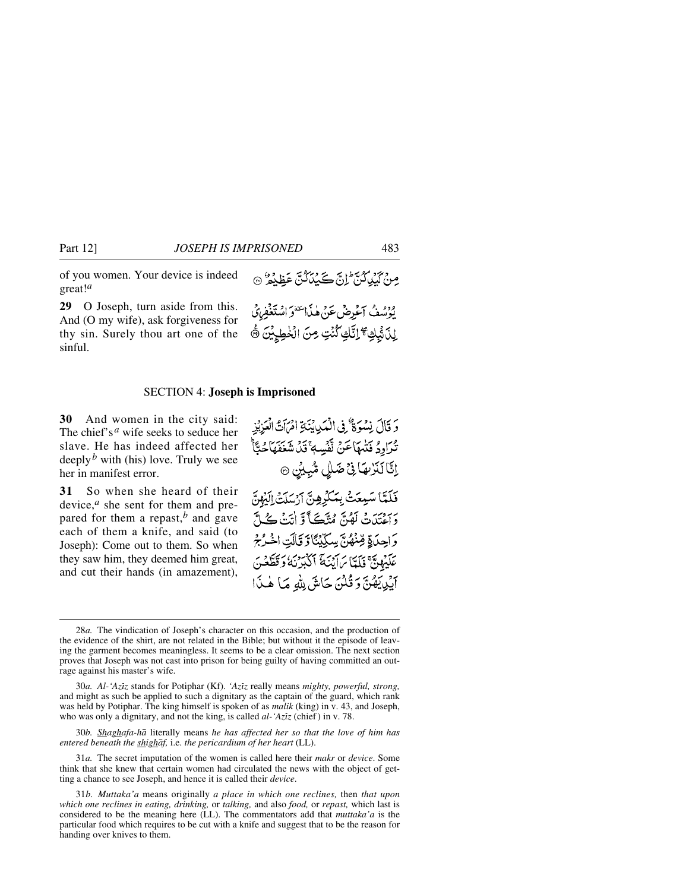of you women. Your device is indeed great![a]

مِنْ كَيْدِكُنَّ ۖ إِنَّ كَيْدَكُنَّ عَظِيمٌ ﴿٢٨﴾

**29** O Joseph, turn aside from this. And (O my wife), ask forgiveness for thy sin. Surely thou art one of the sinful.

يُوسُفُ أَعْرِضْ عَنْ هَٰذَا ۚ وَاسْتَغْفِرِي لِذَنبِكِ ۖ إِنَّكِ كُنتِ مِنَ الْخَاطِئِينَ ﴿٢٩﴾

## SECTION 4: **Joseph is Imprisoned**

**30** And women in the city said: The chief's[a] wife seeks to seduce her slave. He has indeed affected her deeply[b] with (his) love. Truly we see her in manifest error.

وَقَالَ نِسْوَةٌ فِي الْمَدِينَةِ امْرَأَتُ الْعَزِيزِ تُرَاوِدُ فَتَاهَا عَن نَّفْسِهِ ۖ قَدْ شَغَفَهَا حُبًّا ۖ إِنَّا لَنَرَاهَا فِي ضَلَالٍ مُّبِينٍ ﴿٣٠﴾

**31** So when she heard of their device,[a] she sent for them and prepared for them a repast,[b] and gave each of them a knife, and said (to Joseph): Come out to them. So when they saw him, they deemed him great, and cut their hands (in amazement),

فَلَمَّا سَمِعَتْ بِمَكْرِهِنَّ أَرْسَلَتْ إِلَيْهِنَّ وَأَعْتَدَتْ لَهُنَّ مُتَّكَأً وَآتَتْ كُلَّ وَاحِدَةٍ مِّنْهُنَّ سِكِّينًا وَقَالَتِ اخْرُجْ عَلَيْهِنَّ ۖ فَلَمَّا رَأَيْنَهُ أَكْبَرْنَهُ وَقَطَّعْنَ أَيْدِيَهُنَّ وَقُلْنَ حَاشَ لِلَّهِ مَا هَٰذَا

---

28*a.* The vindication of Joseph's character on this occasion, and the production of the evidence of the shirt, are not related in the Bible; but without it the episode of leaving the garment becomes meaningless. It seems to be a clear omission. The next section proves that Joseph was not cast into prison for being guilty of having committed an outrage against his master's wife.

30*a. Al-'Azīz* stands for Potiphar (Kf). *'Azīz* really means *mighty, powerful, strong,* and might as such be applied to such a dignitary as the captain of the guard, which rank was held by Potiphar. The king himself is spoken of as *malik* (king) in v. 43, and Joseph, who was only a dignitary, and not the king, is called *al-'Azīz* (chief) in v. 78.

30*b. Shaghafa-hā* literally means *he has affected her so that the love of him has entered beneath the shighāf,* i.e. *the pericardium of her heart* (LL).

31*a.* The secret imputation of the women is called here their *makr* or *device*. Some think that she knew that certain women had circulated the news with the object of getting a chance to see Joseph, and hence it is called their *device*.

31*b. Muttaka'a* means originally *a place in which one reclines,* then *that upon which one reclines in eating, drinking,* or *talking,* and also *food,* or *repast,* which last is considered to be the meaning here (LL). The commentators add that *muttaka'a* is the particular food which requires to be cut with a knife and suggest that to be the reason for handing over knives to them.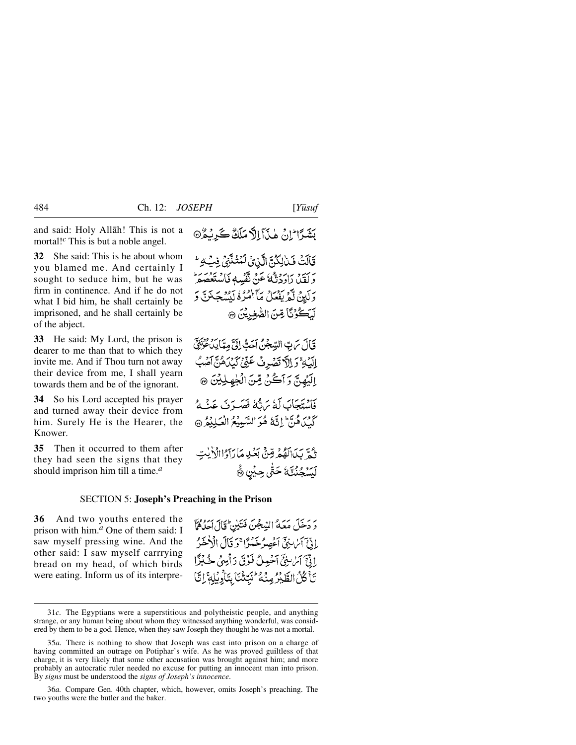and said: Holy Allāh! This is not a mortal![c] This is but a noble angel.

بَشَرًا ۖ إِنْ هٰذَآ إِلَّا مَلَكٌ كَرِيمٌ ﴿٣١﴾

**32** She said: This is he about whom you blamed me. And certainly I sought to seduce him, but he was firm in continence. And if he do not what I bid him, he shall certainly be imprisoned, and he shall certainly be of the abject.

قَالَتْ فَذٰلِكُنَّ الَّذِي لُمْتُنَّنِي فِيهِ ۖ وَلَقَدْ رَاوَدْتُّهُ عَنْ نَّفْسِهِ فَاسْتَعْصَمَ ۖ وَلَئِنْ لَّمْ يَفْعَلْ مَآ اٰمُرُهُ لَيُسْجَنَنَّ وَلَيَكُونًا مِّنَ الصّٰغِرِينَ ﴿٣٢﴾

**33** He said: My Lord, the prison is dearer to me than that to which they invite me. And if Thou turn not away their device from me, I shall yearn towards them and be of the ignorant.

قَالَ رَبِّ السِّجْنُ أَحَبُّ إِلَيَّ مِمَّا يَدْعُونَنِيٓ إِلَيْهِ ۚ وَإِلَّا تَصْرِفْ عَنِّي كَيْدَهُنَّ أَصْبُ إِلَيْهِنَّ وَأَكُنْ مِّنَ الْجٰهِلِينَ ﴿٣٣﴾

**34** So his Lord accepted his prayer and turned away their device from him. Surely He is the Hearer, the Knower.

فَاسْتَجَابَ لَهُ رَبُّهُ فَصَرَفَ عَنْهُ كَيْدَهُنَّ ۗ إِنَّهُ هُوَ السَّمِيعُ الْعَلِيمُ ﴿٣٤﴾

**35** Then it occurred to them after they had seen the signs that they should imprison him till a time.[a]

ثُمَّ بَدَا لَهُمْ مِّنْ بَعْدِ مَا رَأَوُا الْاٰيٰتِ لَيَسْجُنُنَّهُ حَتّٰى حِينٍ ﴿٣٥﴾

## SECTION 5: Joseph's Preaching in the Prison

**36** And two youths entered the prison with him.[a] One of them said: I saw myself pressing wine. And the other said: I saw myself carrrying bread on my head, of which birds were eating. Inform us of its interpre-

وَدَخَلَ مَعَهُ السِّجْنَ فَتَيٰنِ ۖ قَالَ أَحَدُهُمَآ إِنِّيٓ أَرٰىنِيٓ أَعْصِرُ خَمْرًا ۚ وَقَالَ الْاٰخَرُ إِنِّيٓ أَرٰىنِيٓ أَحْمِلُ فَوْقَ رَأْسِي خُبْزًا تَأْكُلُ الطَّيْرُ مِنْهُ ۖ نَبِّئْنَا بِتَأْوِيلِهِ ۚ إِنَّا

---

31*c*. The Egyptians were a superstitious and polytheistic people, and anything strange, or any human being about whom they witnessed anything wonderful, was considered by them to be a god. Hence, when they saw Joseph they thought he was not a mortal.

35*a*. There is nothing to show that Joseph was cast into prison on a charge of having committed an outrage on Potiphar's wife. As he was proved guiltless of that charge, it is very likely that some other accusation was brought against him; and more probably an autocratic ruler needed no excuse for putting an innocent man into prison. By *signs* must be understood the *signs of Joseph's innocence*.

36*a*. Compare Gen. 40th chapter, which, however, omits Joseph's preaching. The two youths were the butler and the baker.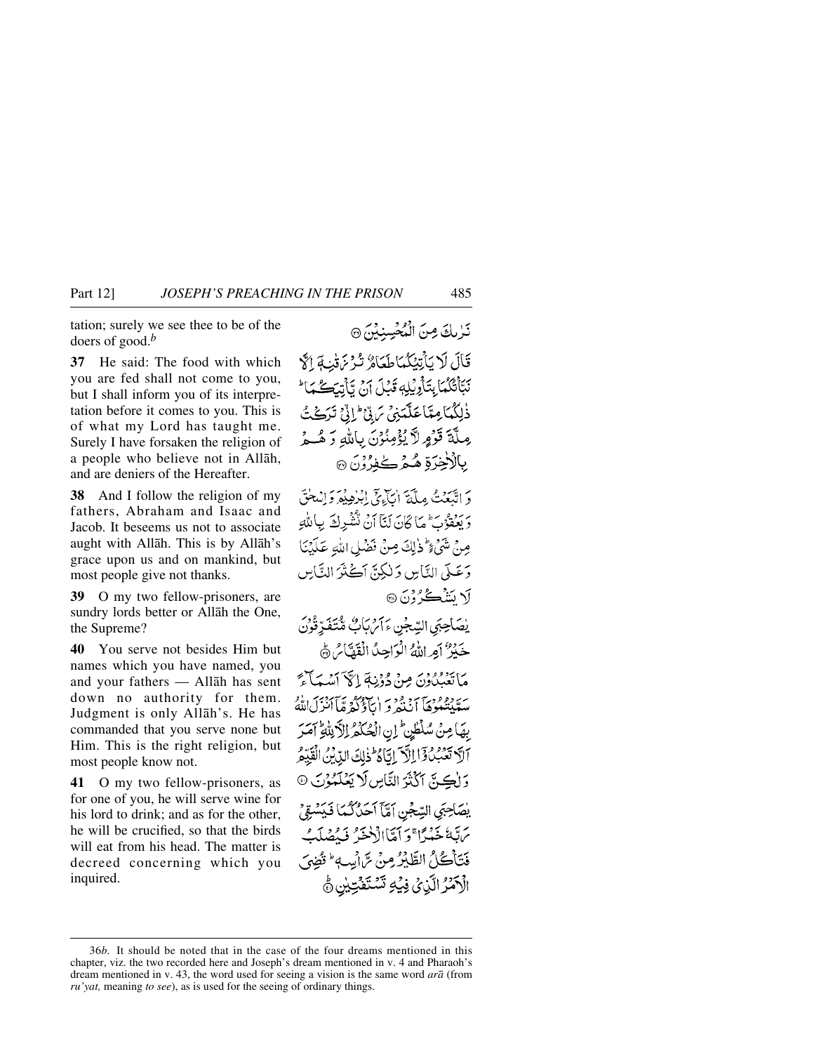tation; surely we see thee to be of the doers of good.[b]

**37** He said: The food with which you are fed shall not come to you, but I shall inform you of its interpretation before it comes to you. This is of what my Lord has taught me. Surely I have forsaken the religion of a people who believe not in Allāh, and are deniers of the Hereafter.

**38** And I follow the religion of my fathers, Abraham and Isaac and Jacob. It beseems us not to associate aught with Allāh. This is by Allāh's grace upon us and on mankind, but most people give not thanks.

**39** O my two fellow-prisoners, are sundry lords better or Allāh the One, the Supreme?

**40** You serve not besides Him but names which you have named, you and your fathers — Allāh has sent down no authority for them. Judgment is only Allāh's. He has commanded that you serve none but Him. This is the right religion, but most people know not.

**41** O my two fellow-prisoners, as for one of you, he will serve wine for his lord to drink; and as for the other, he will be crucified, so that the birds will eat from his head. The matter is decreed concerning which you inquired.

نَرٰىكَ مِنَ الْمُحْسِنِيْنَ ﴿۳۶﴾

قَالَ لَا يَاْتِيْكُمَا طَعَامٌ تُرْزَقٰنِهٖۤ اِلَّا نَبَّاْتُكُمَا بِتَاْوِيْلِهٖ قَبْلَ اَنْ يَّاْتِيَكُمَا ؕ ذٰلِكُمَا مِمَّا عَلَّمَنِيْ رَبِّيْ ؕ اِنِّيْ تَرَكْتُ مِلَّةَ قَوْمٍ لَّا يُؤْمِنُوْنَ بِاللّٰهِ وَ هُمْ بِالْاٰخِرَةِ هُمْ كٰفِرُوْنَ ﴿۳۷﴾

وَ اتَّبَعْتُ مِلَّةَ اٰبَآءِيْۤ اِبْرٰهِيْمَ وَ اِسْحٰقَ وَ يَعْقُوْبَ ؕ مَا كَانَ لَنَاۤ اَنْ نُّشْرِكَ بِاللّٰهِ مِنْ شَيْءٍ ؕ ذٰلِكَ مِنْ فَضْلِ اللّٰهِ عَلَيْنَا وَ عَلَى النَّاسِ وَ لٰكِنَّ اَكْثَرَ النَّاسِ لَا يَشْكُرُوْنَ ﴿۳۸﴾

يٰصَاحِبَيِ السِّجْنِ ءَاَرْبَابٌ مُّتَفَرِّقُوْنَ خَيْرٌ اَمِ اللّٰهُ الْوَاحِدُ الْقَهَّارُ ﴿ؕ۳۹﴾

مَا تَعْبُدُوْنَ مِنْ دُوْنِهٖۤ اِلَّاۤ اَسْمَآءً سَمَّيْتُمُوْهَاۤ اَنْتُمْ وَ اٰبَآؤُكُمْ مَّاۤ اَنْزَلَ اللّٰهُ بِهَا مِنْ سُلْطٰنٍ ؕ اِنِ الْحُكْمُ اِلَّا لِلّٰهِ ؕ اَمَرَ اَلَّا تَعْبُدُوْۤا اِلَّاۤ اِيَّاهُ ؕ ذٰلِكَ الدِّيْنُ الْقَيِّمُ وَ لٰكِنَّ اَكْثَرَ النَّاسِ لَا يَعْلَمُوْنَ ﴿۴۰﴾

يٰصَاحِبَيِ السِّجْنِ اَمَّاۤ اَحَدُكُمَا فَيَسْقِيْ رَبَّهٗ خَمْرًا ۚ وَ اَمَّا الْاٰخَرُ فَيُصْلَبُ فَتَاْكُلُ الطَّيْرُ مِنْ رَّاْسِهٖ ؕ قُضِيَ الْاَمْرُ الَّذِيْ فِيْهِ تَسْتَفْتِيٰنِ ﴿ؕ۴۱﴾

---

36*b*. It should be noted that in the case of the four dreams mentioned in this chapter, viz. the two recorded here and Joseph's dream mentioned in v. 4 and Pharaoh's dream mentioned in v. 43, the word used for seeing a vision is the same word *arā* (from *ru'yat,* meaning *to see*), as is used for the seeing of ordinary things.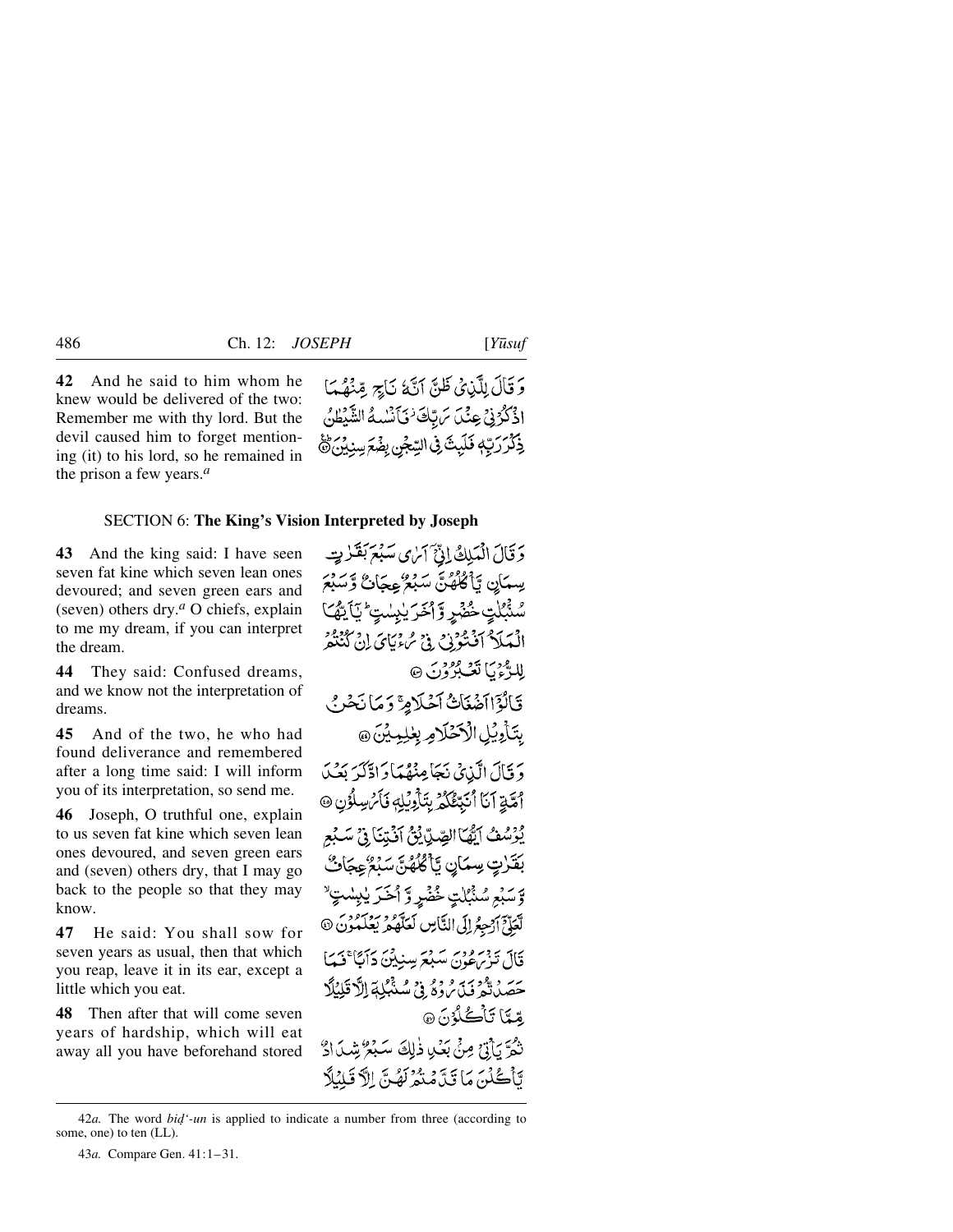**42** And he said to him whom he knew would be delivered of the two: Remember me with thy lord. But the devil caused him to forget mentioning (it) to his lord, so he remained in the prison a few years.*a*

وَ قَالَ لِلَّذِیۡ ظَنَّ اَنَّہٗ نَاجٍ مِّنۡہُمَا اذۡکُرۡنِیۡ عِنۡدَ رَبِّکَ ۫ فَاَنۡسٰہُ الشَّیۡطٰنُ ذِکۡرَ رَبِّہٖ فَلَبِثَ فِی السِّجۡنِ بِضۡعَ سِنِیۡنَ ﴿۴۲﴾

## SECTION 6: **The King's Vision Interpreted by Joseph**

**43** And the king said: I have seen seven fat kine which seven lean ones devoured; and seven green ears and (seven) others dry.*a* O chiefs, explain to me my dream, if you can interpret the dream.

وَ قَالَ الۡمَلِکُ اِنِّیۡۤ اَرٰی سَبۡعَ بَقَرٰتٍ سِمَانٍ یَّاۡکُلُہُنَّ سَبۡعٌ عِجَافٌ وَّ سَبۡعَ سُنۡۢبُلٰتٍ خُضۡرٍ وَّ اُخَرَ یٰبِسٰتٍ ؕ یٰۤاَیُّہَا الۡمَلَاُ اَفۡتُوۡنِیۡ فِیۡ رُءۡیَایَ اِنۡ کُنۡتُمۡ لِلرُّءۡیَا تَعۡبُرُوۡنَ ﴿۴۳﴾

**44** They said: Confused dreams, and we know not the interpretation of dreams.

قَالُوۡۤا اَضۡغَاثُ اَحۡلَامٍ ۚ وَ مَا نَحۡنُ بِتَاۡوِیۡلِ الۡاَحۡلَامِ بِعٰلِمِیۡنَ ﴿۴۴﴾

**45** And of the two, he who had found deliverance and remembered after a long time said: I will inform you of its interpretation, so send me.

وَ قَالَ الَّذِیۡ نَجَا مِنۡہُمَا وَ ادَّکَرَ بَعۡدَ اُمَّۃٍ اَنَا اُنَبِّئُکُمۡ بِتَاۡوِیۡلِہٖ فَاَرۡسِلُوۡنِ ﴿۴۵﴾

**46** Joseph, O truthful one, explain to us seven fat kine which seven lean ones devoured, and seven green ears and (seven) others dry, that I may go back to the people so that they may know.

یُوۡسُفُ اَیُّہَا الصِّدِّیۡقُ اَفۡتِنَا فِیۡ سَبۡعِ بَقَرٰتٍ سِمَانٍ یَّاۡکُلُہُنَّ سَبۡعٌ عِجَافٌ وَّ سَبۡعِ سُنۡۢبُلٰتٍ خُضۡرٍ وَّ اُخَرَ یٰبِسٰتٍ ۙ لَّعَلِّیۡۤ اَرۡجِعُ اِلَی النَّاسِ لَعَلَّہُمۡ یَعۡلَمُوۡنَ ﴿۴۶﴾

**47** He said: You shall sow for seven years as usual, then that which you reap, leave it in its ear, except a little which you eat.

قَالَ تَزۡرَعُوۡنَ سَبۡعَ سِنِیۡنَ دَاَبًا ۚ فَمَا حَصَدۡتُّمۡ فَذَرُوۡہُ فِیۡ سُنۡۢبُلِہٖۤ اِلَّا قَلِیۡلًا مِّمَّا تَاۡکُلُوۡنَ ﴿۴۷﴾

**48** Then after that will come seven years of hardship, which will eat away all you have beforehand stored

ثُمَّ یَاۡتِیۡ مِنۡۢ بَعۡدِ ذٰلِکَ سَبۡعٌ شِدَادٌ یَّاۡکُلۡنَ مَا قَدَّمۡتُمۡ لَہُنَّ اِلَّا قَلِیۡلًا

---

42*a.* The word *biḍ'-un* is applied to indicate a number from three (according to some, one) to ten (LL).

43*a.* Compare Gen. 41:1–31.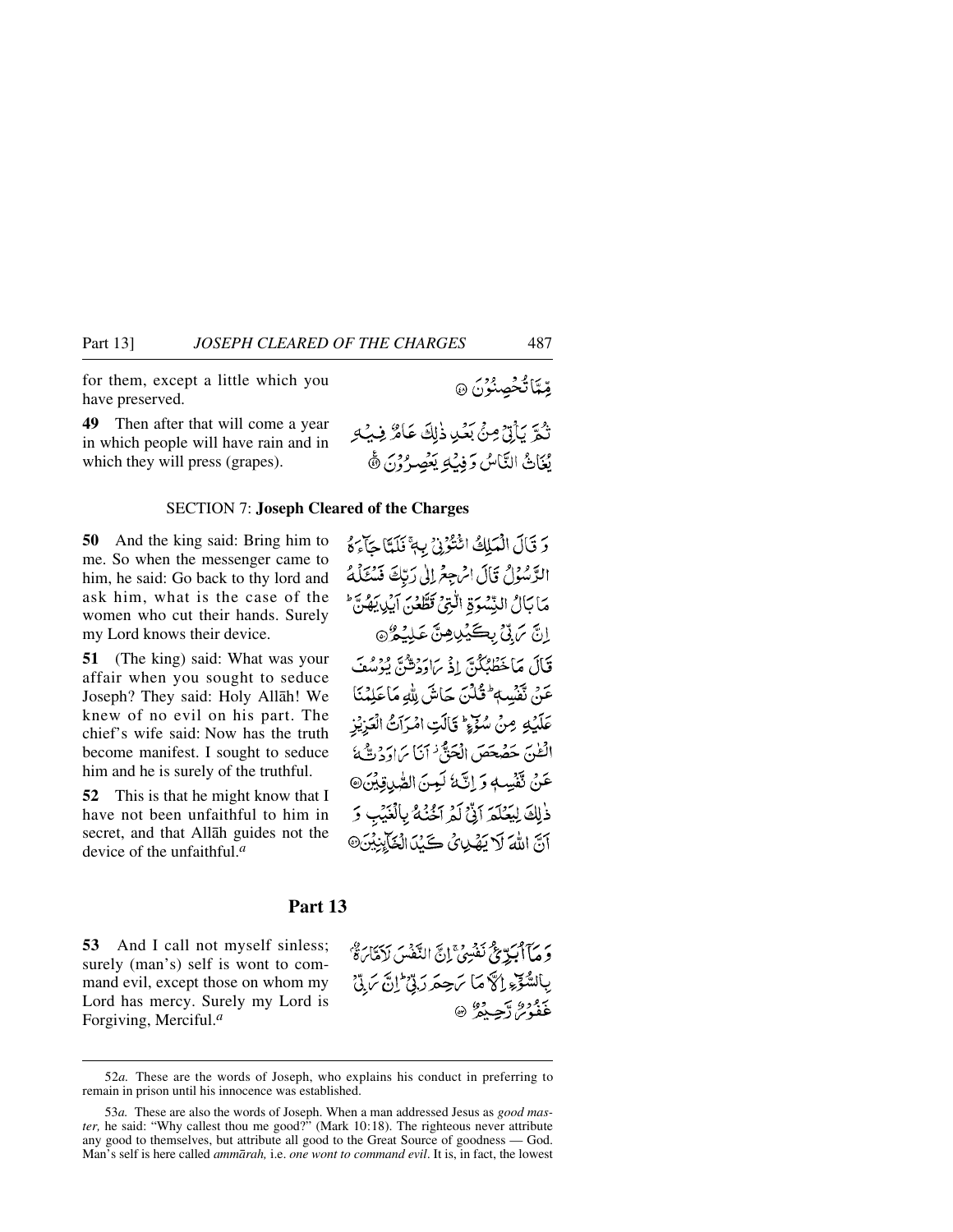for them, except a little which you have preserved.

مِّمَّا تُحْصِنُوْنَ ﴿٤٨﴾

**49** Then after that will come a year in which people will have rain and in which they will press (grapes).

ثُمَّ يَأْتِيْ مِنْۢ بَعْدِ ذٰلِكَ عَامٌ فِيْهِ يُغَاثُ النَّاسُ وَ فِيْهِ يَعْصِرُوْنَ ﴿٤٩﴾

## SECTION 7: **Joseph Cleared of the Charges**

**50** And the king said: Bring him to me. So when the messenger came to him, he said: Go back to thy lord and ask him, what is the case of the women who cut their hands. Surely my Lord knows their device.

وَ قَالَ الْمَلِكُ ائْتُوْنِيْ بِهٖ ۚ فَلَمَّا جَآءَهُ الرَّسُوْلُ قَالَ ارْجِعْ اِلٰى رَبِّكَ فَسْـَٔلْهُ مَا بَالُ النِّسْوَةِ الّٰتِيْ قَطَّعْنَ اَيْدِيَهُنَّ ؕ اِنَّ رَبِّيْ بِكَيْدِهِنَّ عَلِيْمٌ ﴿٥٠﴾

**51** (The king) said: What was your affair when you sought to seduce Joseph? They said: Holy Allāh! We knew of no evil on his part. The chief's wife said: Now has the truth become manifest. I sought to seduce him and he is surely of the truthful.

قَالَ مَا خَطْبُكُنَّ اِذْ رَاوَدْتُّنَّ يُوْسُفَ عَنْ نَّفْسِهٖ ؕ قُلْنَ حَاشَ لِلّٰهِ مَا عَلِمْنَا عَلَيْهِ مِنْ سُوْٓءٍ ؕ قَالَتِ امْرَاَتُ الْعَزِيْزِ الْـٰٔنَ حَصْحَصَ الْحَقُّ ۫ اَنَا رَاوَدْتُّهٗ عَنْ نَّفْسِهٖ وَ اِنَّهٗ لَمِنَ الصّٰدِقِيْنَ ﴿٥١﴾

**52** This is that he might know that I have not been unfaithful to him in secret, and that Allāh guides not the device of the unfaithful.[a]

ذٰلِكَ لِيَعْلَمَ اَنِّيْ لَمْ اَخُنْهُ بِالْغَيْبِ وَ اَنَّ اللّٰهَ لَا يَهْدِيْ كَيْدَ الْخَآئِنِيْنَ ﴿٥٢﴾

# Part 13

**53** And I call not myself sinless; surely (man's) self is wont to command evil, except those on whom my Lord has mercy. Surely my Lord is Forgiving, Merciful.[a]

وَ مَآ اُبَرِّئُ نَفْسِيْ ۚ اِنَّ النَّفْسَ لَاَمَّارَةٌۢ بِالسُّوْٓءِ اِلَّا مَا رَحِمَ رَبِّيْ ؕ اِنَّ رَبِّيْ غَفُوْرٌ رَّحِيْمٌ ﴿٥٣﴾

---

52*a.* These are the words of Joseph, who explains his conduct in preferring to remain in prison until his innocence was established.

53*a.* These are also the words of Joseph. When a man addressed Jesus as *good master,* he said: "Why callest thou me good?" (Mark 10:18). The righteous never attribute any good to themselves, but attribute all good to the Great Source of goodness — God. Man's self is here called *ammārah,* i.e. *one wont to command evil*. It is, in fact, the lowest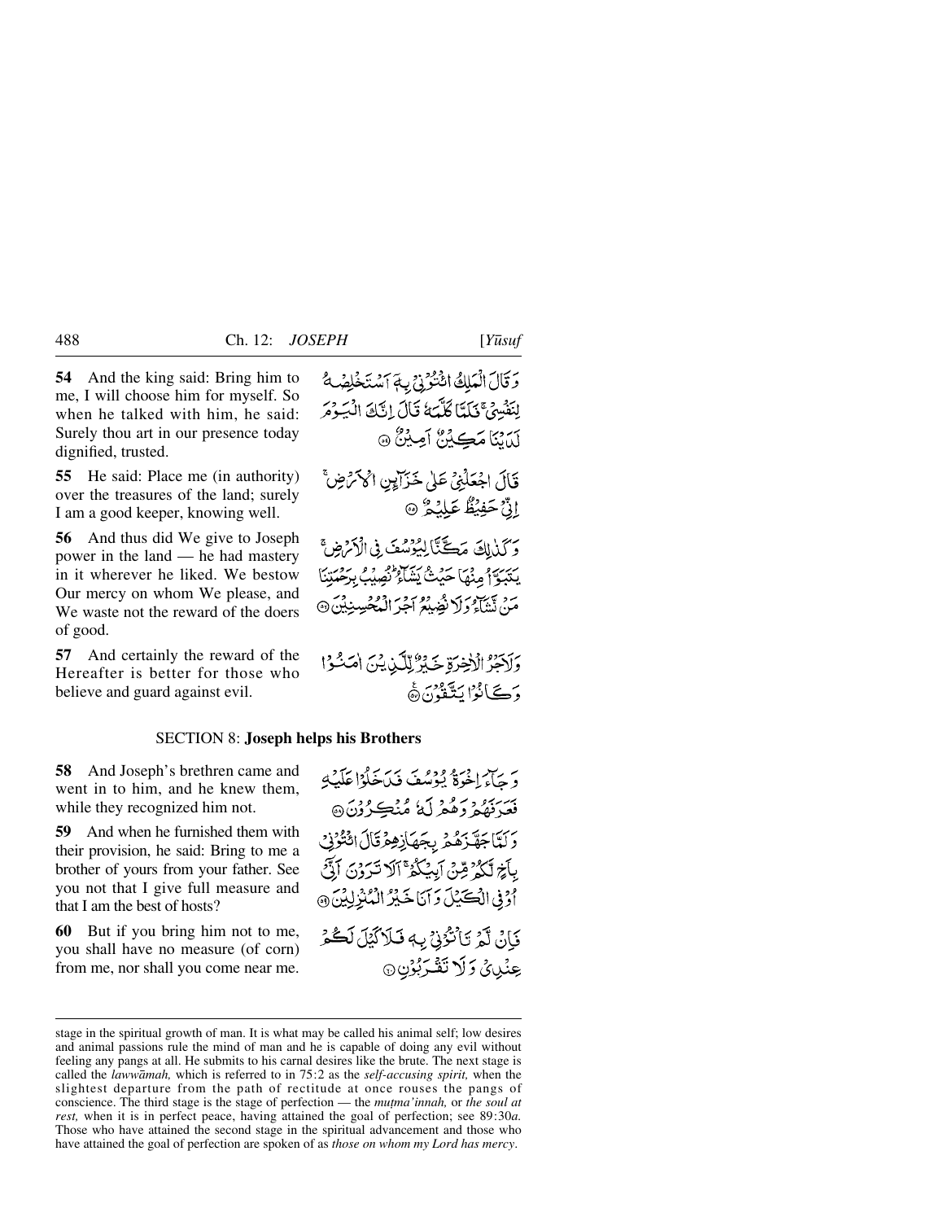**54** And the king said: Bring him to me, I will choose him for myself. So when he talked with him, he said: Surely thou art in our presence today dignified, trusted.

وَقَالَ الْمَلِكُ ائْتُونِيْ بِهٖٓ اَسْتَخْلِصْهُ لِنَفْسِيْ ۚ فَلَمَّا كَلَّمَهٗ قَالَ اِنَّكَ الْيَوْمَ لَدَيْنَا مَكِيْنٌ اَمِيْنٌ ﴿۵۴﴾

**55** He said: Place me (in authority) over the treasures of the land; surely I am a good keeper, knowing well.

قَالَ اجْعَلْنِيْ عَلٰى خَزَآئِنِ الْاَرْضِ ۚ اِنِّيْ حَفِيْظٌ عَلِيْمٌ ﴿۵۵﴾

**56** And thus did We give to Joseph power in the land — he had mastery in it wherever he liked. We bestow Our mercy on whom We please, and We waste not the reward of the doers of good.

وَكَذٰلِكَ مَكَّنَّا لِيُوْسُفَ فِي الْاَرْضِ ۚ يَتَبَوَّاُ مِنْهَا حَيْثُ يَشَآءُ ؕ نُصِيْبُ بِرَحْمَتِنَا مَنْ نَّشَآءُ وَلَا نُضِيْعُ اَجْرَ الْمُحْسِنِيْنَ ﴿۵۶﴾

**57** And certainly the reward of the Hereafter is better for those who believe and guard against evil.

وَلَاَجْرُ الْاٰخِرَةِ خَيْرٌ لِّلَّذِيْنَ اٰمَنُوْا وَكَانُوْا يَتَّقُوْنَ ﴿۵۷﴾

## SECTION 8: **Joseph helps his Brothers**

**58** And Joseph's brethren came and went in to him, and he knew them, while they recognized him not.

وَجَآءَ اِخْوَةُ يُوْسُفَ فَدَخَلُوْا عَلَيْهِ فَعَرَفَهُمْ وَهُمْ لَهٗ مُنْكِرُوْنَ ﴿۵۸﴾

**59** And when he furnished them with their provision, he said: Bring to me a brother of yours from your father. See you not that I give full measure and that I am the best of hosts?

وَلَمَّا جَهَّزَهُمْ بِجَهَازِهِمْ قَالَ ائْتُوْنِيْ بِاَخٍ لَّكُمْ مِّنْ اَبِيْكُمْ ۚ اَلَا تَرَوْنَ اَنِّيْۤ اُوْفِي الْكَيْلَ وَاَنَا خَيْرُ الْمُنْزِلِيْنَ ﴿۵۹﴾

**60** But if you bring him not to me, you shall have no measure (of corn) from me, nor shall you come near me.

فَاِنْ لَّمْ تَاْتُوْنِيْ بِهٖ فَلَا كَيْلَ لَكُمْ عِنْدِيْ وَلَا تَقْرَبُوْنِ ﴿۶۰﴾

---

stage in the spiritual growth of man. It is what may be called his animal self; low desires and animal passions rule the mind of man and he is capable of doing any evil without feeling any pangs at all. He submits to his carnal desires like the brute. The next stage is called the *lawwāmah,* which is referred to in 75:2 as the *self-accusing spirit,* when the slightest departure from the path of rectitude at once rouses the pangs of conscience. The third stage is the stage of perfection — the *muṭma'innah,* or *the soul at rest,* when it is in perfect peace, having attained the goal of perfection; see 89:30*a.* Those who have attained the second stage in the spiritual advancement and those who have attained the goal of perfection are spoken of as *those on whom my Lord has mercy*.